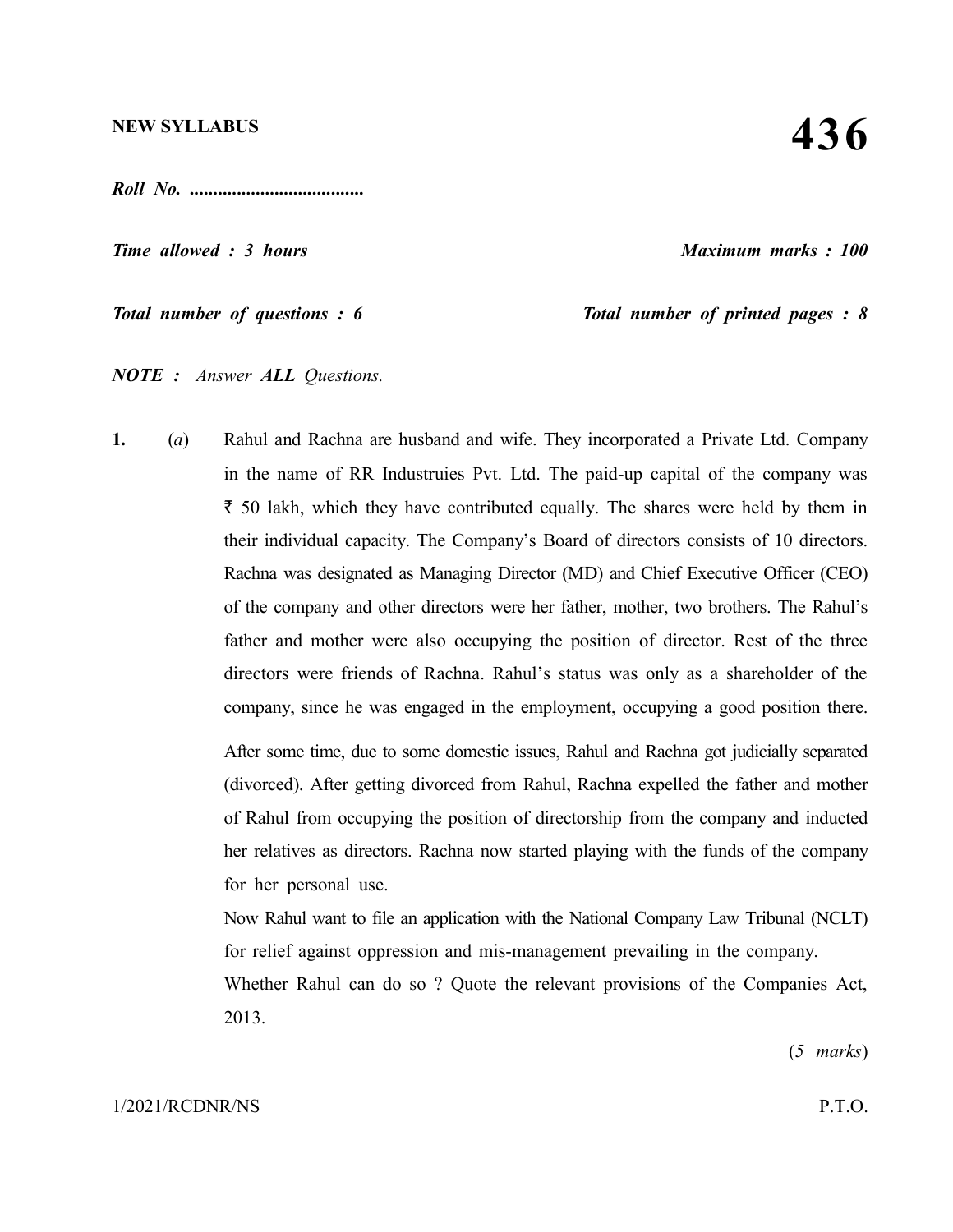**NEW SYLLABUS**

# 436

***Roll No. .....................................***

***Time allowed : 3 hours*** ***Maximum marks : 100***

***Total number of questions : 6*** ***Total number of printed pages : 8***

***NOTE :*** *Answer **ALL** Questions.*

**1.** (*a*) Rahul and Rachna are husband and wife. They incorporated a Private Ltd. Company in the name of RR Industruies Pvt. Ltd. The paid-up capital of the company was ₹ 50 lakh, which they have contributed equally. The shares were held by them in their individual capacity. The Company's Board of directors consists of 10 directors. Rachna was designated as Managing Director (MD) and Chief Executive Officer (CEO) of the company and other directors were her father, mother, two brothers. The Rahul's father and mother were also occupying the position of director. Rest of the three directors were friends of Rachna. Rahul's status was only as a shareholder of the company, since he was engaged in the employment, occupying a good position there.

After some time, due to some domestic issues, Rahul and Rachna got judicially separated (divorced). After getting divorced from Rahul, Rachna expelled the father and mother of Rahul from occupying the position of directorship from the company and inducted her relatives as directors. Rachna now started playing with the funds of the company for her personal use.

Now Rahul want to file an application with the National Company Law Tribunal (NCLT) for relief against oppression and mis-management prevailing in the company.

Whether Rahul can do so ? Quote the relevant provisions of the Companies Act, 2013.

(*5 marks*)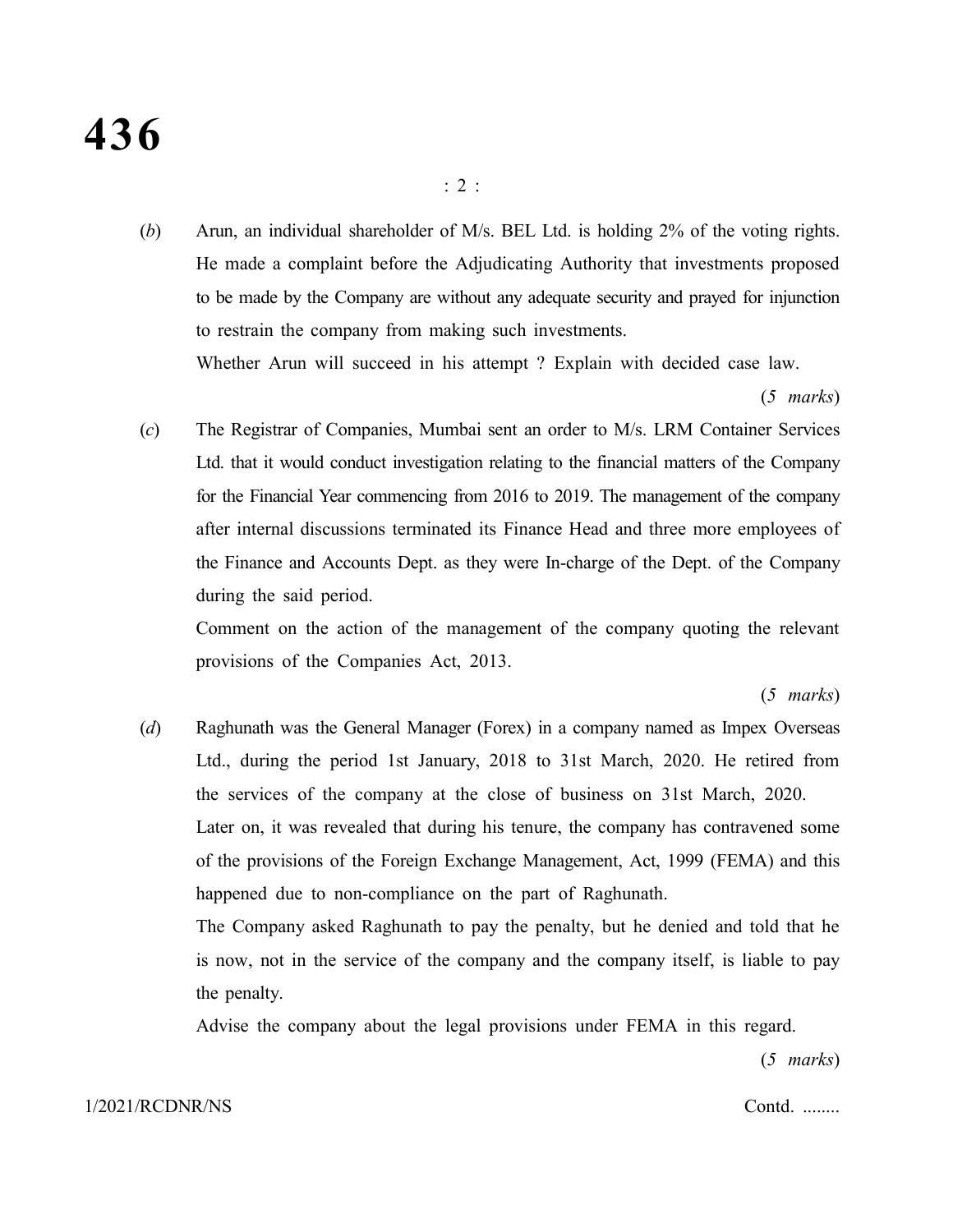(*b*) Arun, an individual shareholder of M/s. BEL Ltd. is holding 2% of the voting rights. He made a complaint before the Adjudicating Authority that investments proposed to be made by the Company are without any adequate security and prayed for injunction to restrain the company from making such investments.

Whether Arun will succeed in his attempt ? Explain with decided case law.

(*5 marks*)

(*c*) The Registrar of Companies, Mumbai sent an order to M/s. LRM Container Services Ltd. that it would conduct investigation relating to the financial matters of the Company for the Financial Year commencing from 2016 to 2019. The management of the company after internal discussions terminated its Finance Head and three more employees of the Finance and Accounts Dept. as they were In-charge of the Dept. of the Company during the said period.

Comment on the action of the management of the company quoting the relevant provisions of the Companies Act, 2013.

(*5 marks*)

(*d*) Raghunath was the General Manager (Forex) in a company named as Impex Overseas Ltd., during the period 1st January, 2018 to 31st March, 2020. He retired from the services of the company at the close of business on 31st March, 2020.

Later on, it was revealed that during his tenure, the company has contravened some of the provisions of the Foreign Exchange Management, Act, 1999 (FEMA) and this happened due to non-compliance on the part of Raghunath.

The Company asked Raghunath to pay the penalty, but he denied and told that he is now, not in the service of the company and the company itself, is liable to pay the penalty.

Advise the company about the legal provisions under FEMA in this regard.

(*5 marks*)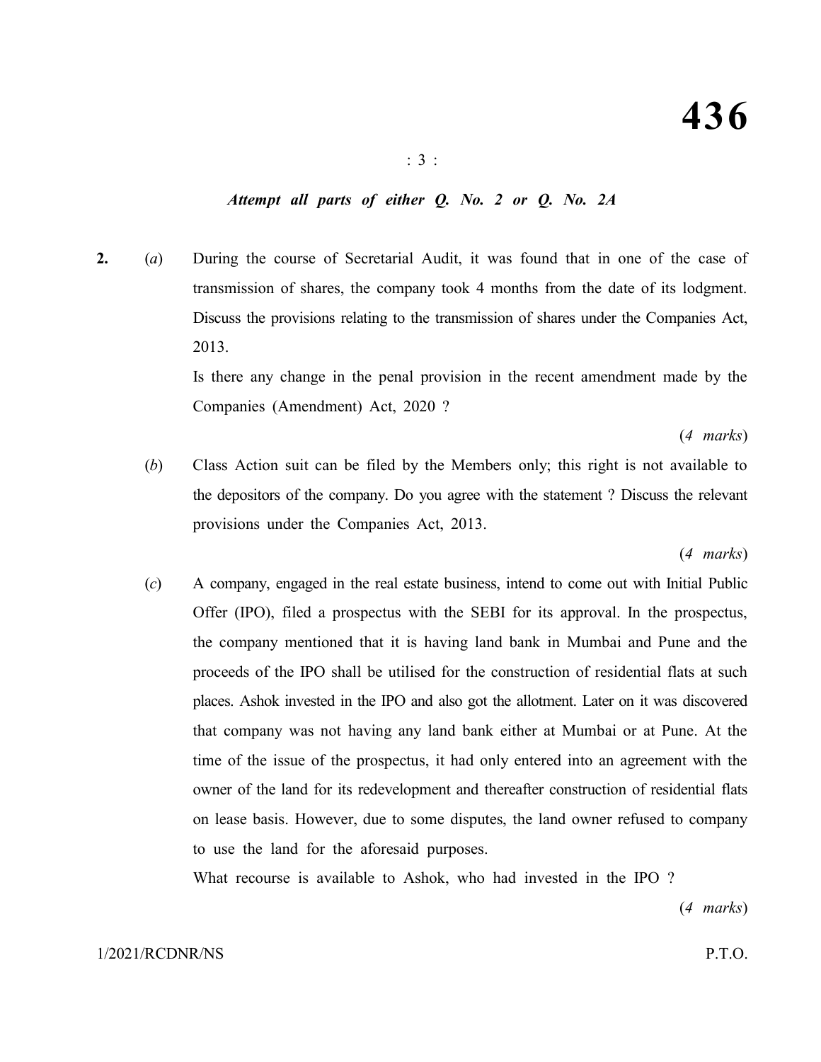*Attempt all parts of either Q. No. 2 or Q. No. 2A*

**2.** (*a*) During the course of Secretarial Audit, it was found that in one of the case of transmission of shares, the company took 4 months from the date of its lodgment. Discuss the provisions relating to the transmission of shares under the Companies Act, 2013.

Is there any change in the penal provision in the recent amendment made by the Companies (Amendment) Act, 2020 ?

(*4 marks*)

(*b*) Class Action suit can be filed by the Members only; this right is not available to the depositors of the company. Do you agree with the statement ? Discuss the relevant provisions under the Companies Act, 2013.

(*4 marks*)

(*c*) A company, engaged in the real estate business, intend to come out with Initial Public Offer (IPO), filed a prospectus with the SEBI for its approval. In the prospectus, the company mentioned that it is having land bank in Mumbai and Pune and the proceeds of the IPO shall be utilised for the construction of residential flats at such places. Ashok invested in the IPO and also got the allotment. Later on it was discovered that company was not having any land bank either at Mumbai or at Pune. At the time of the issue of the prospectus, it had only entered into an agreement with the owner of the land for its redevelopment and thereafter construction of residential flats on lease basis. However, due to some disputes, the land owner refused to company to use the land for the aforesaid purposes.

What recourse is available to Ashok, who had invested in the IPO ?

(*4 marks*)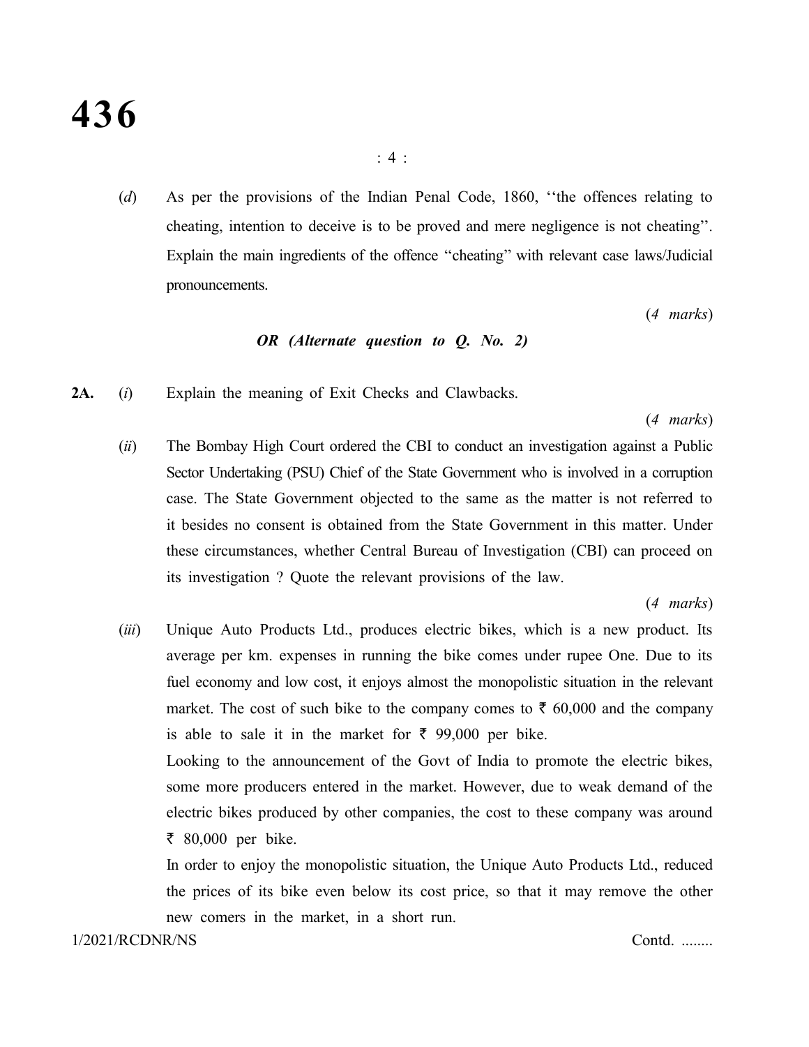(*d*) As per the provisions of the Indian Penal Code, 1860, ''the offences relating to cheating, intention to deceive is to be proved and mere negligence is not cheating''. Explain the main ingredients of the offence ''cheating'' with relevant case laws/Judicial pronouncements.

(*4 marks*)

***OR (Alternate question to Q. No. 2)***

**2A.** (*i*) Explain the meaning of Exit Checks and Clawbacks.

(*4 marks*)

(*ii*) The Bombay High Court ordered the CBI to conduct an investigation against a Public Sector Undertaking (PSU) Chief of the State Government who is involved in a corruption case. The State Government objected to the same as the matter is not referred to it besides no consent is obtained from the State Government in this matter. Under these circumstances, whether Central Bureau of Investigation (CBI) can proceed on its investigation ? Quote the relevant provisions of the law.

(*4 marks*)

(*iii*) Unique Auto Products Ltd., produces electric bikes, which is a new product. Its average per km. expenses in running the bike comes under rupee One. Due to its fuel economy and low cost, it enjoys almost the monopolistic situation in the relevant market. The cost of such bike to the company comes to ₹ 60,000 and the company is able to sale it in the market for ₹ 99,000 per bike.

Looking to the announcement of the Govt of India to promote the electric bikes, some more producers entered in the market. However, due to weak demand of the electric bikes produced by other companies, the cost to these company was around ₹ 80,000 per bike.

In order to enjoy the monopolistic situation, the Unique Auto Products Ltd., reduced the prices of its bike even below its cost price, so that it may remove the other new comers in the market, in a short run.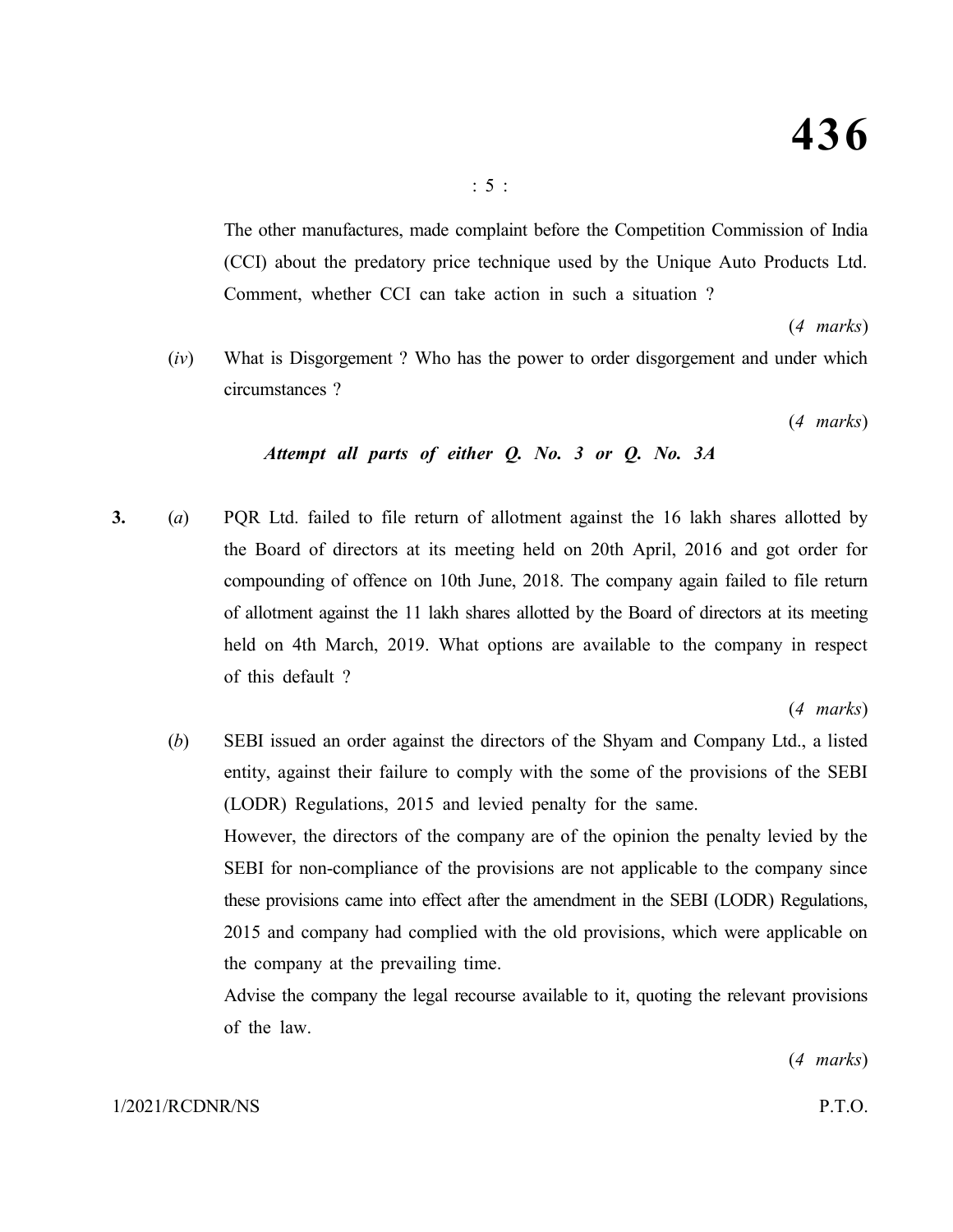The other manufactures, made complaint before the Competition Commission of India (CCI) about the predatory price technique used by the Unique Auto Products Ltd. Comment, whether CCI can take action in such a situation ?

(*4 marks*)

(*iv*) What is Disgorgement ? Who has the power to order disgorgement and under which circumstances ?

(*4 marks*)

***Attempt all parts of either Q. No. 3 or Q. No. 3A***

**3.** (*a*) PQR Ltd. failed to file return of allotment against the 16 lakh shares allotted by the Board of directors at its meeting held on 20th April, 2016 and got order for compounding of offence on 10th June, 2018. The company again failed to file return of allotment against the 11 lakh shares allotted by the Board of directors at its meeting held on 4th March, 2019. What options are available to the company in respect of this default ?

(*4 marks*)

(*b*) SEBI issued an order against the directors of the Shyam and Company Ltd., a listed entity, against their failure to comply with the some of the provisions of the SEBI (LODR) Regulations, 2015 and levied penalty for the same.

However, the directors of the company are of the opinion the penalty levied by the SEBI for non-compliance of the provisions are not applicable to the company since these provisions came into effect after the amendment in the SEBI (LODR) Regulations, 2015 and company had complied with the old provisions, which were applicable on the company at the prevailing time.

Advise the company the legal recourse available to it, quoting the relevant provisions of the law.

(*4 marks*)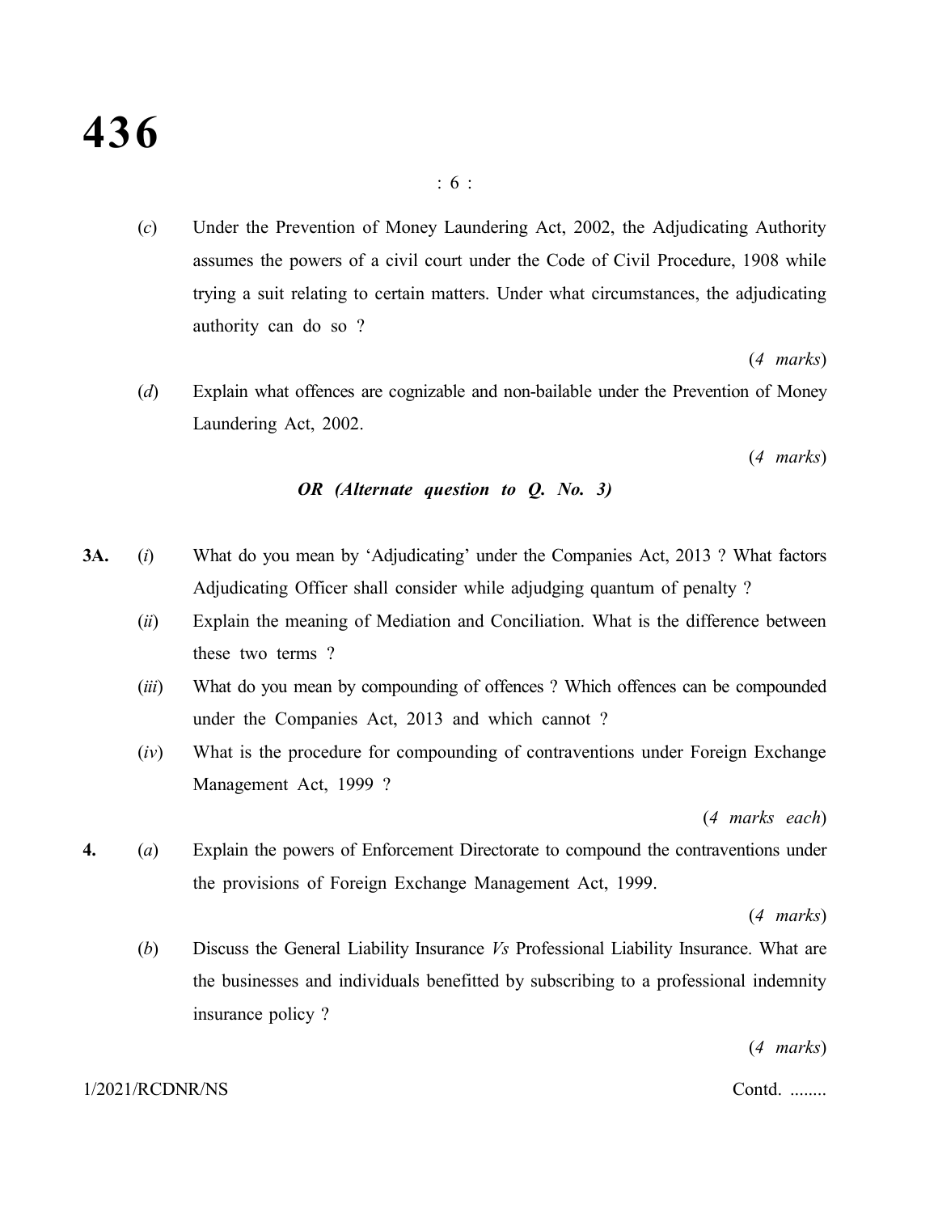(*c*) Under the Prevention of Money Laundering Act, 2002, the Adjudicating Authority assumes the powers of a civil court under the Code of Civil Procedure, 1908 while trying a suit relating to certain matters. Under what circumstances, the adjudicating authority can do so ?

(*4 marks*)

(*d*) Explain what offences are cognizable and non-bailable under the Prevention of Money Laundering Act, 2002.

(*4 marks*)

***OR (Alternate question to Q. No. 3)***

**3A.** (*i*) What do you mean by 'Adjudicating' under the Companies Act, 2013 ? What factors Adjudicating Officer shall consider while adjudging quantum of penalty ?

(*ii*) Explain the meaning of Mediation and Conciliation. What is the difference between these two terms ?

(*iii*) What do you mean by compounding of offences ? Which offences can be compounded under the Companies Act, 2013 and which cannot ?

(*iv*) What is the procedure for compounding of contraventions under Foreign Exchange Management Act, 1999 ?

(*4 marks each*)

**4.** (*a*) Explain the powers of Enforcement Directorate to compound the contraventions under the provisions of Foreign Exchange Management Act, 1999.

(*4 marks*)

(*b*) Discuss the General Liability Insurance *Vs* Professional Liability Insurance. What are the businesses and individuals benefitted by subscribing to a professional indemnity insurance policy ?

(*4 marks*)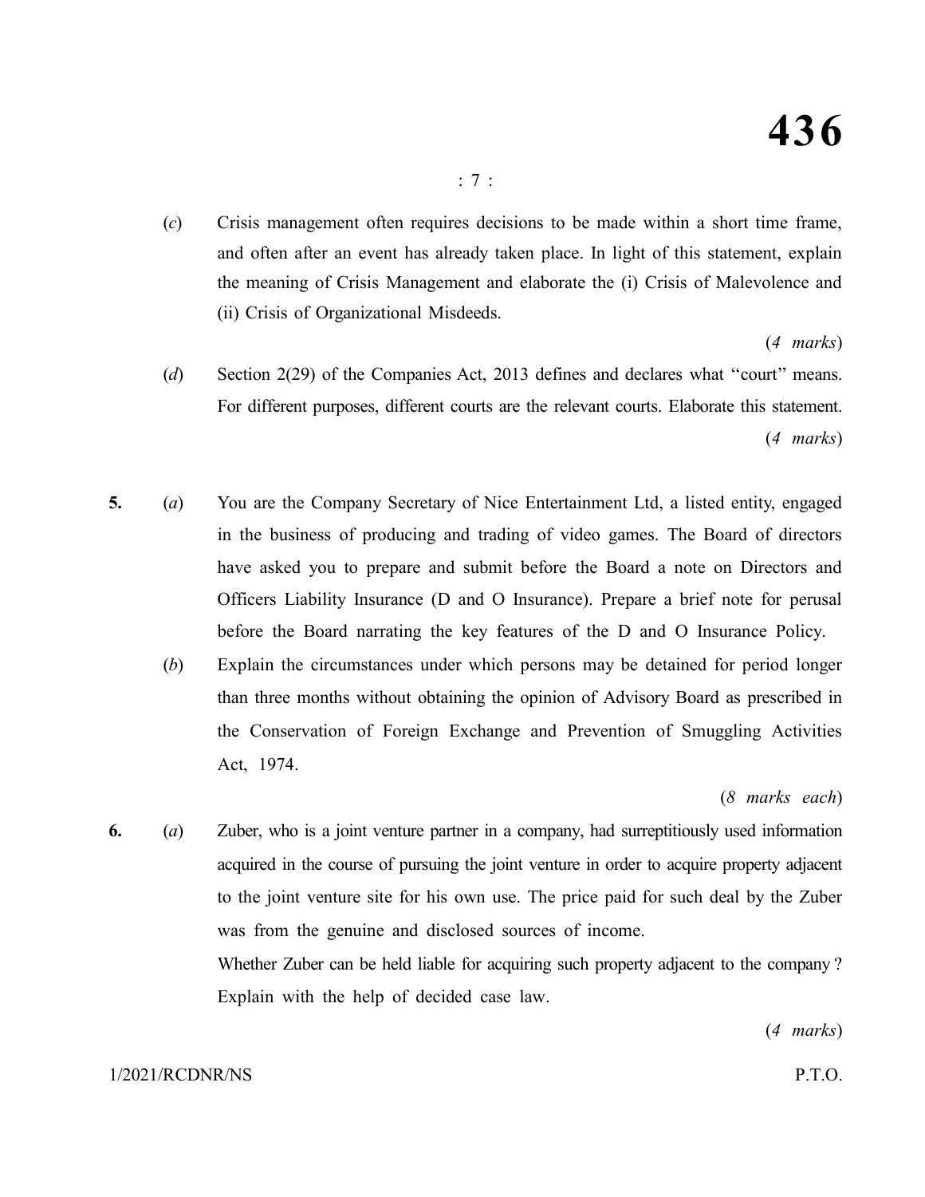(*c*) Crisis management often requires decisions to be made within a short time frame, and often after an event has already taken place. In light of this statement, explain the meaning of Crisis Management and elaborate the (i) Crisis of Malevolence and (ii) Crisis of Organizational Misdeeds.

(*4 marks*)

(*d*) Section 2(29) of the Companies Act, 2013 defines and declares what "court" means. For different purposes, different courts are the relevant courts. Elaborate this statement.

(*4 marks*)

**5.** (*a*) You are the Company Secretary of Nice Entertainment Ltd, a listed entity, engaged in the business of producing and trading of video games. The Board of directors have asked you to prepare and submit before the Board a note on Directors and Officers Liability Insurance (D and O Insurance). Prepare a brief note for perusal before the Board narrating the key features of the D and O Insurance Policy.

(*b*) Explain the circumstances under which persons may be detained for period longer than three months without obtaining the opinion of Advisory Board as prescribed in the Conservation of Foreign Exchange and Prevention of Smuggling Activities Act, 1974.

(*8 marks each*)

**6.** (*a*) Zuber, who is a joint venture partner in a company, had surreptitiously used information acquired in the course of pursuing the joint venture in order to acquire property adjacent to the joint venture site for his own use. The price paid for such deal by the Zuber was from the genuine and disclosed sources of income.

Whether Zuber can be held liable for acquiring such property adjacent to the company ? Explain with the help of decided case law.

(*4 marks*)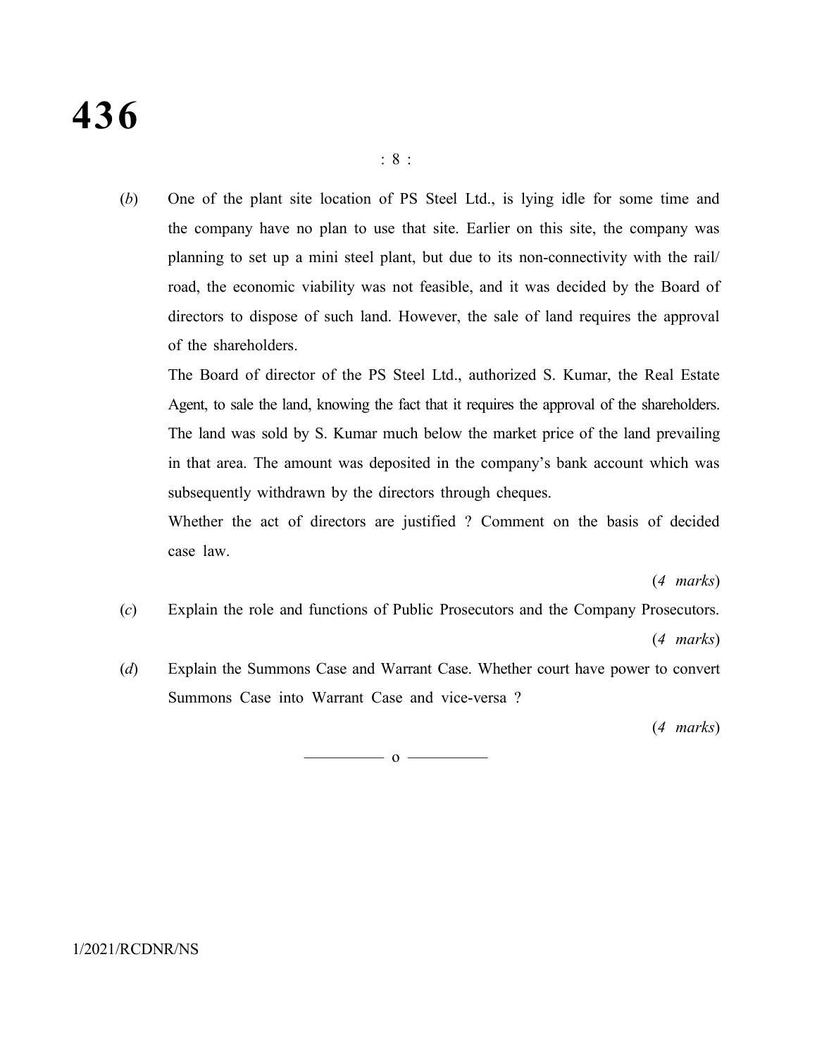(*b*) One of the plant site location of PS Steel Ltd., is lying idle for some time and the company have no plan to use that site. Earlier on this site, the company was planning to set up a mini steel plant, but due to its non-connectivity with the rail/ road, the economic viability was not feasible, and it was decided by the Board of directors to dispose of such land. However, the sale of land requires the approval of the shareholders.

The Board of director of the PS Steel Ltd., authorized S. Kumar, the Real Estate Agent, to sale the land, knowing the fact that it requires the approval of the shareholders. The land was sold by S. Kumar much below the market price of the land prevailing in that area. The amount was deposited in the company's bank account which was subsequently withdrawn by the directors through cheques.

Whether the act of directors are justified ? Comment on the basis of decided case law.

(*4 marks*)

(*c*) Explain the role and functions of Public Prosecutors and the Company Prosecutors.

(*4 marks*)

(*d*) Explain the Summons Case and Warrant Case. Whether court have power to convert Summons Case into Warrant Case and vice-versa ?

(*4 marks*)

——— o ———